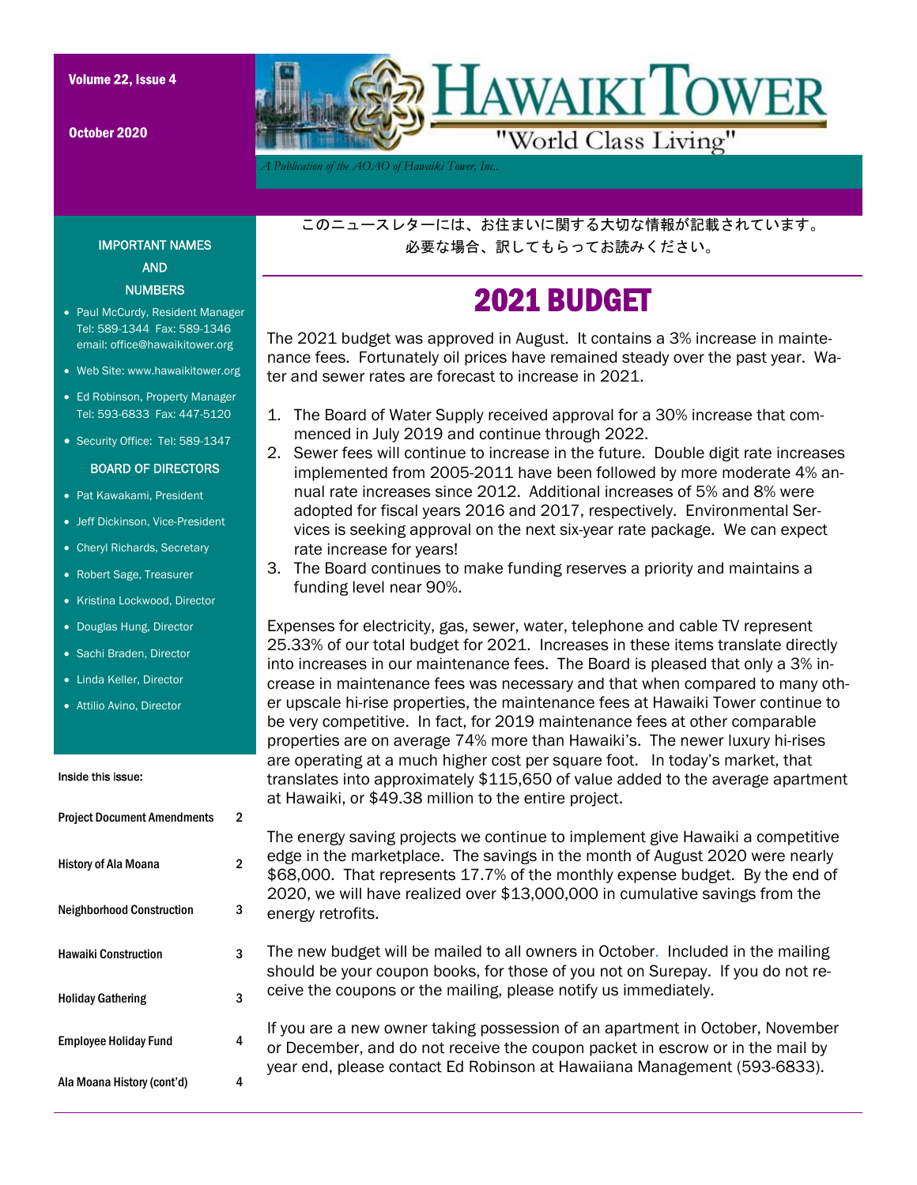# Hawaiki Tower

"World Class Living"

*A Publication of the AOAO of Hawaiki Tower, Inc.*

October 2020

このニュースレターには、お住まいに関する大切な情報が記載されています。
必要な場合、訳してもらってお読みください。

## IMPORTANT NAMES AND NUMBERS

- Paul McCurdy, Resident Manager
  Tel: 589-1344 Fax: 589-1346
  email: office@hawaikitower.org
- Web Site: www.hawaikitower.org
- Ed Robinson, Property Manager
  Tel: 593-6833 Fax: 447-5120
- Security Office: Tel: 589-1347

### BOARD OF DIRECTORS

- Pat Kawakami, President
- Jeff Dickinson, Vice-President
- Cheryl Richards, Secretary
- Robert Sage, Treasurer
- Kristina Lockwood, Director
- Douglas Hung, Director
- Sachi Braden, Director
- Linda Keller, Director
- Attilio Avino, Director

### Inside this issue:

| | |
|---|---|
| Project Document Amendments | 2 |
| History of Ala Moana | 2 |
| Neighborhood Construction | 3 |
| Hawaiki Construction | 3 |
| Holiday Gathering | 3 |
| Employee Holiday Fund | 4 |
| Ala Moana History (cont'd) | 4 |

## 2021 BUDGET

The 2021 budget was approved in August. It contains a 3% increase in maintenance fees. Fortunately oil prices have remained steady over the past year. Water and sewer rates are forecast to increase in 2021.

1. The Board of Water Supply received approval for a 30% increase that commenced in July 2019 and continue through 2022.
2. Sewer fees will continue to increase in the future. Double digit rate increases implemented from 2005-2011 have been followed by more moderate 4% annual rate increases since 2012. Additional increases of 5% and 8% were adopted for fiscal years 2016 and 2017, respectively. Environmental Services is seeking approval on the next six-year rate package. We can expect rate increase for years!
3. The Board continues to make funding reserves a priority and maintains a funding level near 90%.

Expenses for electricity, gas, sewer, water, telephone and cable TV represent 25.33% of our total budget for 2021. Increases in these items translate directly into increases in our maintenance fees. The Board is pleased that only a 3% increase in maintenance fees was necessary and that when compared to many other upscale hi-rise properties, the maintenance fees at Hawaiki Tower continue to be very competitive. In fact, for 2019 maintenance fees at other comparable properties are on average 74% more than Hawaiki's. The newer luxury hi-rises are operating at a much higher cost per square foot. In today's market, that translates into approximately $115,650 of value added to the average apartment at Hawaiki, or $49.38 million to the entire project.

The energy saving projects we continue to implement give Hawaiki a competitive edge in the marketplace. The savings in the month of August 2020 were nearly $68,000. That represents 17.7% of the monthly expense budget. By the end of 2020, we will have realized over $13,000,000 in cumulative savings from the energy retrofits.

The new budget will be mailed to all owners in October. Included in the mailing should be your coupon books, for those of you not on Surepay. If you do not receive the coupons or the mailing, please notify us immediately.

If you are a new owner taking possession of an apartment in October, November or December, and do not receive the coupon packet in escrow or in the mail by year end, please contact Ed Robinson at Hawaiiana Management (593-6833).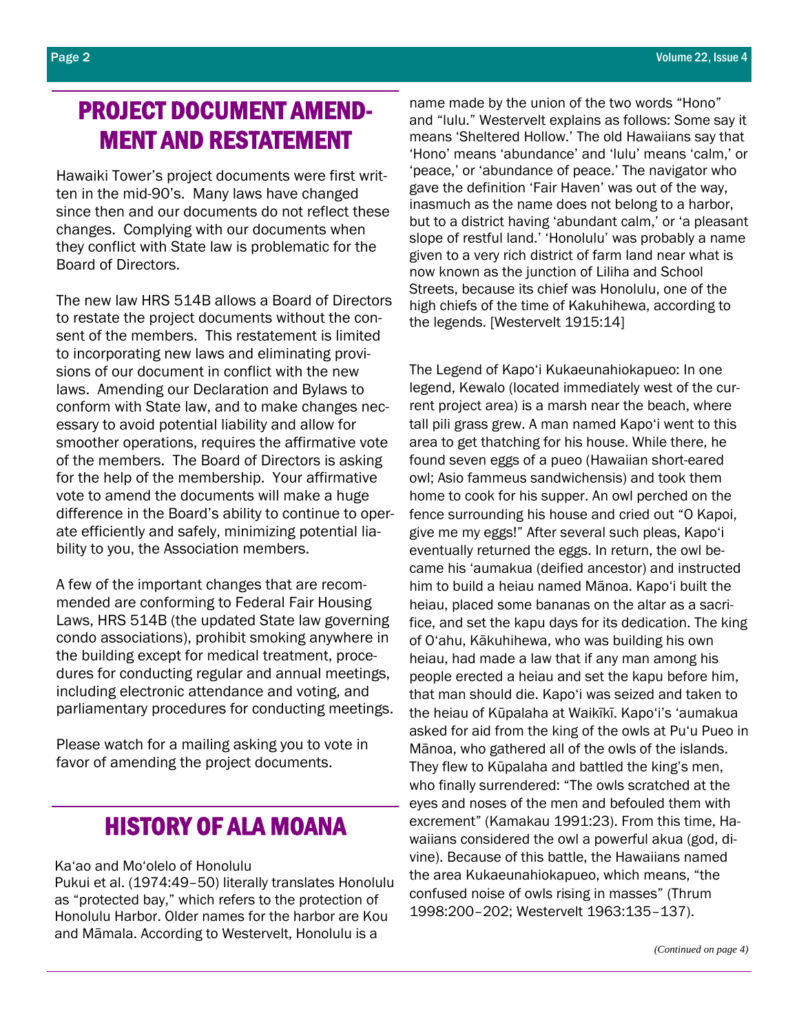## PROJECT DOCUMENT AMENDMENT AND RESTATEMENT

Hawaiki Tower's project documents were first written in the mid-90's. Many laws have changed since then and our documents do not reflect these changes. Complying with our documents when they conflict with State law is problematic for the Board of Directors.

The new law HRS 514B allows a Board of Directors to restate the project documents without the consent of the members. This restatement is limited to incorporating new laws and eliminating provisions of our document in conflict with the new laws. Amending our Declaration and Bylaws to conform with State law, and to make changes necessary to avoid potential liability and allow for smoother operations, requires the affirmative vote of the members. The Board of Directors is asking for the help of the membership. Your affirmative vote to amend the documents will make a huge difference in the Board's ability to continue to operate efficiently and safely, minimizing potential liability to you, the Association members.

A few of the important changes that are recommended are conforming to Federal Fair Housing Laws, HRS 514B (the updated State law governing condo associations), prohibit smoking anywhere in the building except for medical treatment, procedures for conducting regular and annual meetings, including electronic attendance and voting, and parliamentary procedures for conducting meetings.

Please watch for a mailing asking you to vote in favor of amending the project documents.

## HISTORY OF ALA MOANA

Ka'ao and Mo'olelo of Honolulu

Pukui et al. (1974:49–50) literally translates Honolulu as "protected bay," which refers to the protection of Honolulu Harbor. Older names for the harbor are Kou and Māmala. According to Westervelt, Honolulu is a name made by the union of the two words "Hono" and "lulu." Westervelt explains as follows: Some say it means 'Sheltered Hollow.' The old Hawaiians say that 'Hono' means 'abundance' and 'lulu' means 'calm,' or 'peace,' or 'abundance of peace.' The navigator who gave the definition 'Fair Haven' was out of the way, inasmuch as the name does not belong to a harbor, but to a district having 'abundant calm,' or 'a pleasant slope of restful land.' 'Honolulu' was probably a name given to a very rich district of farm land near what is now known as the junction of Liliha and School Streets, because its chief was Honolulu, one of the high chiefs of the time of Kakuhihewa, according to the legends. [Westervelt 1915:14]

The Legend of Kapo'i Kukaeunahiokapueo: In one legend, Kewalo (located immediately west of the current project area) is a marsh near the beach, where tall pili grass grew. A man named Kapo'i went to this area to get thatching for his house. While there, he found seven eggs of a pueo (Hawaiian short-eared owl; Asio fammeus sandwichensis) and took them home to cook for his supper. An owl perched on the fence surrounding his house and cried out "O Kapoi, give me my eggs!" After several such pleas, Kapo'i eventually returned the eggs. In return, the owl became his 'aumakua (deified ancestor) and instructed him to build a heiau named Mānoa. Kapo'i built the heiau, placed some bananas on the altar as a sacrifice, and set the kapu days for its dedication. The king of O'ahu, Kākuhihewa, who was building his own heiau, had made a law that if any man among his people erected a heiau and set the kapu before him, that man should die. Kapo'i was seized and taken to the heiau of Kūpalaha at Waikīkī. Kapo'i's 'aumakua asked for aid from the king of the owls at Pu'u Pueo in Mānoa, who gathered all of the owls of the islands. They flew to Kūpalaha and battled the king's men, who finally surrendered: "The owls scratched at the eyes and noses of the men and befouled them with excrement" (Kamakau 1991:23). From this time, Hawaiians considered the owl a powerful akua (god, divine). Because of this battle, the Hawaiians named the area Kukaeunahiokapueo, which means, "the confused noise of owls rising in masses" (Thrum 1998:200–202; Westervelt 1963:135–137).

*(Continued on page 4)*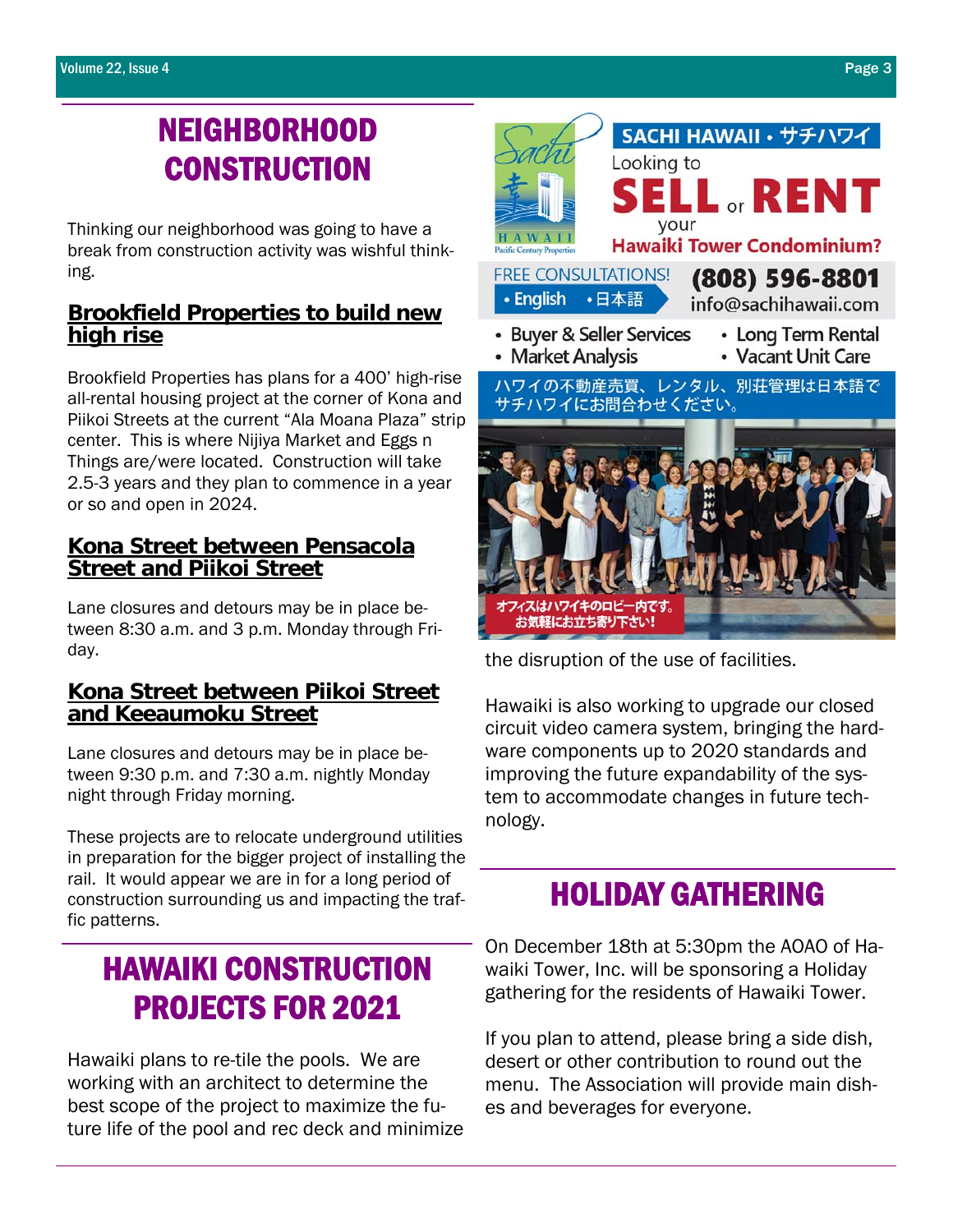# NEIGHBORHOOD CONSTRUCTION

Thinking our neighborhood was going to have a break from construction activity was wishful thinking.

### Brookfield Properties to build new high rise

Brookfield Properties has plans for a 400' high-rise all-rental housing project at the corner of Kona and Piikoi Streets at the current "Ala Moana Plaza" strip center. This is where Nijiya Market and Eggs n Things are/were located. Construction will take 2.5-3 years and they plan to commence in a year or so and open in 2024.

### Kona Street between Pensacola Street and Piikoi Street

Lane closures and detours may be in place between 8:30 a.m. and 3 p.m. Monday through Friday.

### Kona Street between Piikoi Street and Keeaumoku Street

Lane closures and detours may be in place between 9:30 p.m. and 7:30 a.m. nightly Monday night through Friday morning.

These projects are to relocate underground utilities in preparation for the bigger project of installing the rail. It would appear we are in for a long period of construction surrounding us and impacting the traffic patterns.

# HAWAIKI CONSTRUCTION PROJECTS FOR 2021

Hawaiki plans to re-tile the pools. We are working with an architect to determine the best scope of the project to maximize the future life of the pool and rec deck and minimize the disruption of the use of facilities.

Hawaiki is also working to upgrade our closed circuit video camera system, bringing the hardware components up to 2020 standards and improving the future expandability of the system to accommodate changes in future technology.

**SACHI HAWAII • サチハワイ**

Looking to **SELL** or **RENT** your **Hawaiki Tower Condominium?**

Sachi 幸 HAWAII Pacific Century Properties

FREE CONSULTATIONS! • English • 日本語

**(808) 596-8801**
info@sachihawaii.com

- Buyer & Seller Services
- Market Analysis
- Long Term Rental
- Vacant Unit Care

ハワイの不動産売買、レンタル、別荘管理は日本語でサチハワイにお問合わせください。

オフィスはハワイキのロビー内です。お気軽にお立ち寄り下さい！

# HOLIDAY GATHERING

On December 18th at 5:30pm the AOAO of Hawaiki Tower, Inc. will be sponsoring a Holiday gathering for the residents of Hawaiki Tower.

If you plan to attend, please bring a side dish, desert or other contribution to round out the menu. The Association will provide main dishes and beverages for everyone.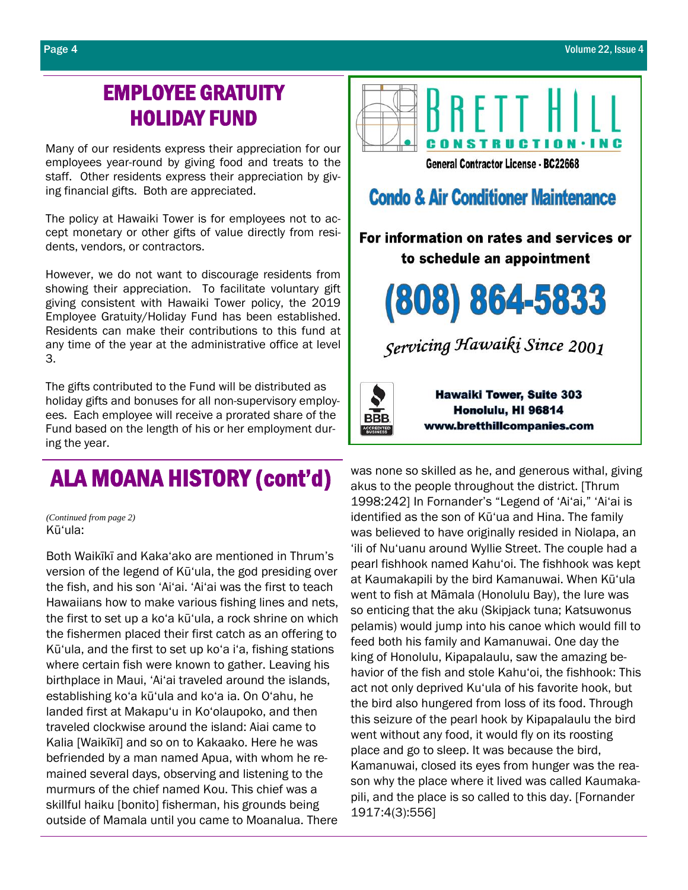## EMPLOYEE GRATUITY HOLIDAY FUND

Many of our residents express their appreciation for our employees year-round by giving food and treats to the staff. Other residents express their appreciation by giving financial gifts. Both are appreciated.

The policy at Hawaiki Tower is for employees not to accept monetary or other gifts of value directly from residents, vendors, or contractors.

However, we do not want to discourage residents from showing their appreciation. To facilitate voluntary gift giving consistent with Hawaiki Tower policy, the 2019 Employee Gratuity/Holiday Fund has been established. Residents can make their contributions to this fund at any time of the year at the administrative office at level 3.

The gifts contributed to the Fund will be distributed as holiday gifts and bonuses for all non-supervisory employees. Each employee will receive a prorated share of the Fund based on the length of his or her employment during the year.

BRETT HILL CONSTRUCTION·INC

General Contractor License - BC22668

**Condo & Air Conditioner Maintenance**

**For information on rates and services or to schedule an appointment**

**(808) 864-5833**

*Servicing Hawaiki Since 2001*

BBB ACCREDITED BUSINESS

**Hawaiki Tower, Suite 303**
**Honolulu, HI 96814**
**www.bretthillcompanies.com**

## ALA MOANA HISTORY (cont'd)

*(Continued from page 2)*

Kūʻula:

Both Waikīkī and Kakaʻako are mentioned in Thrum's version of the legend of Kūʻula, the god presiding over the fish, and his son ʻAiʻai. ʻAiʻai was the first to teach Hawaiians how to make various fishing lines and nets, the first to set up a koʻa kūʻula, a rock shrine on which the fishermen placed their first catch as an offering to Kūʻula, and the first to set up koʻa iʻa, fishing stations where certain fish were known to gather. Leaving his birthplace in Maui, ʻAiʻai traveled around the islands, establishing koʻa kūʻula and koʻa ia. On Oʻahu, he landed first at Makapuʻu in Koʻolaupoko, and then traveled clockwise around the island: Aiai came to Kalia [Waikīkī] and so on to Kakaako. Here he was befriended by a man named Apua, with whom he remained several days, observing and listening to the murmurs of the chief named Kou. This chief was a skillful haiku [bonito] fisherman, his grounds being outside of Mamala until you came to Moanalua. There was none so skilled as he, and generous withal, giving akus to the people throughout the district. [Thrum 1998:242] In Fornander's "Legend of ʻAiʻai," ʻAiʻai is identified as the son of Kūʻua and Hina. The family was believed to have originally resided in Niolapa, an ʻili of Nuʻuanu around Wyllie Street. The couple had a pearl fishhook named Kahuʻoi. The fishhook was kept at Kaumakapili by the bird Kamanuwai. When Kūʻula went to fish at Māmala (Honolulu Bay), the lure was so enticing that the aku (Skipjack tuna; Katsuwonus pelamis) would jump into his canoe which would fill to feed both his family and Kamanuwai. One day the king of Honolulu, Kipapalaulu, saw the amazing behavior of the fish and stole Kahuʻoi, the fishhook: This act not only deprived Kuʻula of his favorite hook, but the bird also hungered from loss of its food. Through this seizure of the pearl hook by Kipapalaulu the bird went without any food, it would fly on its roosting place and go to sleep. It was because the bird, Kamanuwai, closed its eyes from hunger was the reason why the place where it lived was called Kaumakapili, and the place is so called to this day. [Fornander 1917:4(3):556]